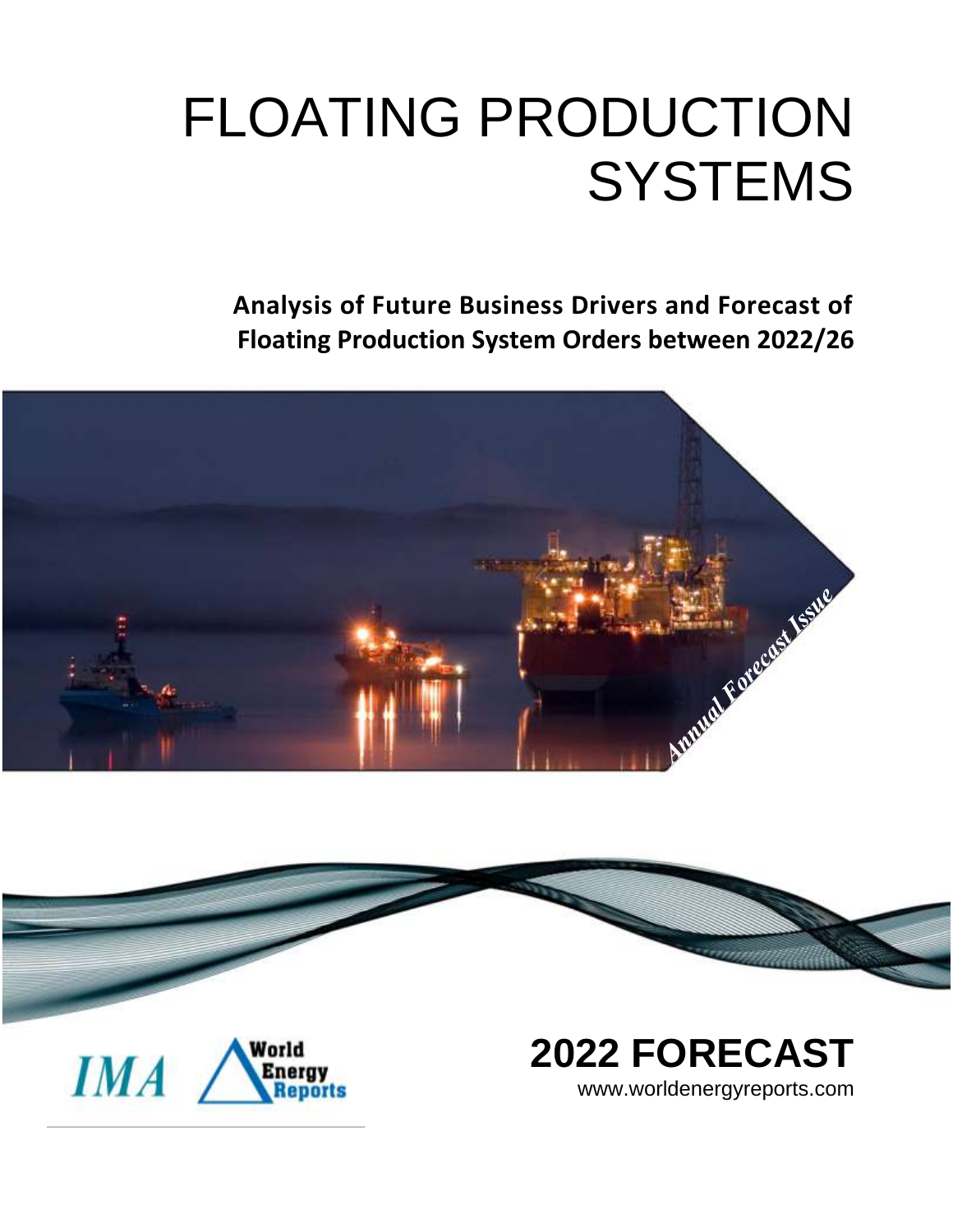# FLOATING PRODUCTION SYSTEMS

**Analysis of Future Business Drivers and Forecast of Floating Production System Orders between 2022/26**

*Annual Forecast Issue*

IMA World Energy Reports

## 2022 FORECAST

www.worldenergyreports.com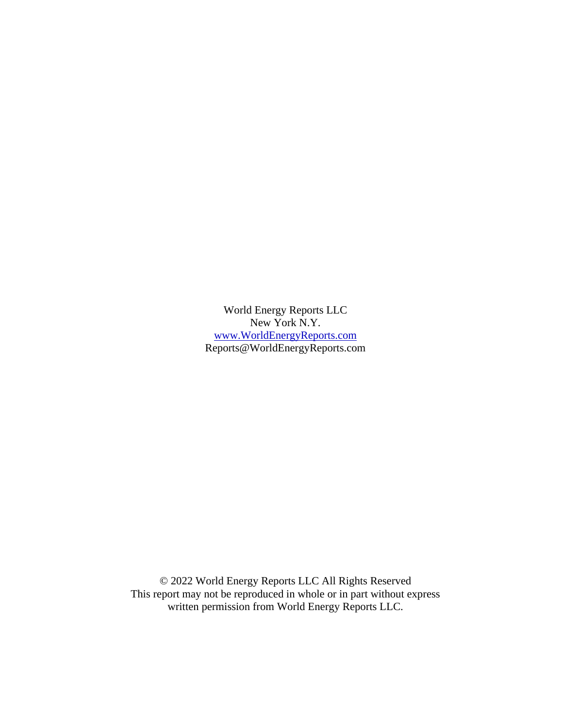World Energy Reports LLC
New York N.Y.
[www.WorldEnergyReports.com](http://www.WorldEnergyReports.com)
Reports@WorldEnergyReports.com

© 2022 World Energy Reports LLC All Rights Reserved
This report may not be reproduced in whole or in part without express written permission from World Energy Reports LLC.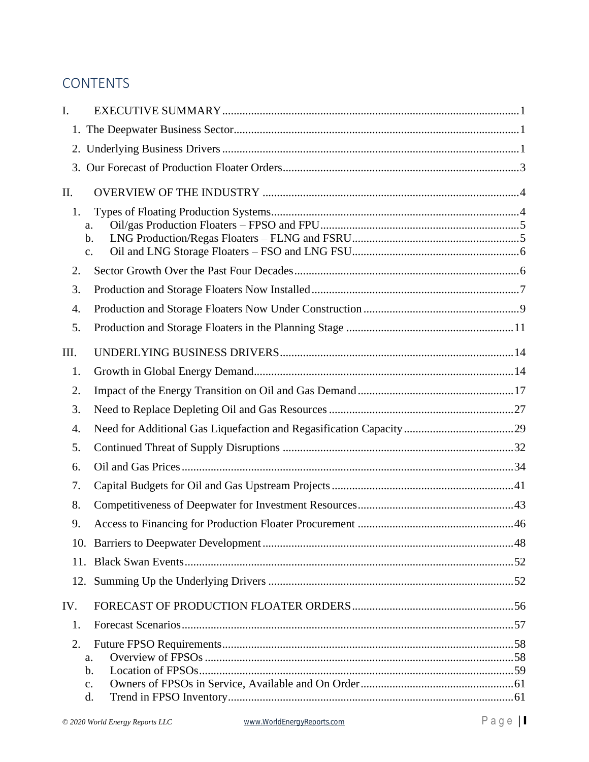## CONTENTS

I. EXECUTIVE SUMMARY ........ 1

1. The Deepwater Business Sector ........ 1
2. Underlying Business Drivers ........ 1
3. Our Forecast of Production Floater Orders ........ 3

II. OVERVIEW OF THE INDUSTRY ........ 4

1. Types of Floating Production Systems ........ 4
   - a. Oil/gas Production Floaters – FPSO and FPU ........ 5
   - b. LNG Production/Regas Floaters – FLNG and FSRU ........ 5
   - c. Oil and LNG Storage Floaters – FSO and LNG FSU ........ 6
2. Sector Growth Over the Past Four Decades ........ 6
3. Production and Storage Floaters Now Installed ........ 7
4. Production and Storage Floaters Now Under Construction ........ 9
5. Production and Storage Floaters in the Planning Stage ........ 11

III. UNDERLYING BUSINESS DRIVERS ........ 14

1. Growth in Global Energy Demand ........ 14
2. Impact of the Energy Transition on Oil and Gas Demand ........ 17
3. Need to Replace Depleting Oil and Gas Resources ........ 27
4. Need for Additional Gas Liquefaction and Regasification Capacity ........ 29
5. Continued Threat of Supply Disruptions ........ 32
6. Oil and Gas Prices ........ 34
7. Capital Budgets for Oil and Gas Upstream Projects ........ 41
8. Competitiveness of Deepwater for Investment Resources ........ 43
9. Access to Financing for Production Floater Procurement ........ 46
10. Barriers to Deepwater Development ........ 48
11. Black Swan Events ........ 52
12. Summing Up the Underlying Drivers ........ 52

IV. FORECAST OF PRODUCTION FLOATER ORDERS ........ 56

1. Forecast Scenarios ........ 57
2. Future FPSO Requirements ........ 58
   - a. Overview of FPSOs ........ 58
   - b. Location of FPSOs ........ 59
   - c. Owners of FPSOs in Service, Available and On Order ........ 61
   - d. Trend in FPSO Inventory ........ 61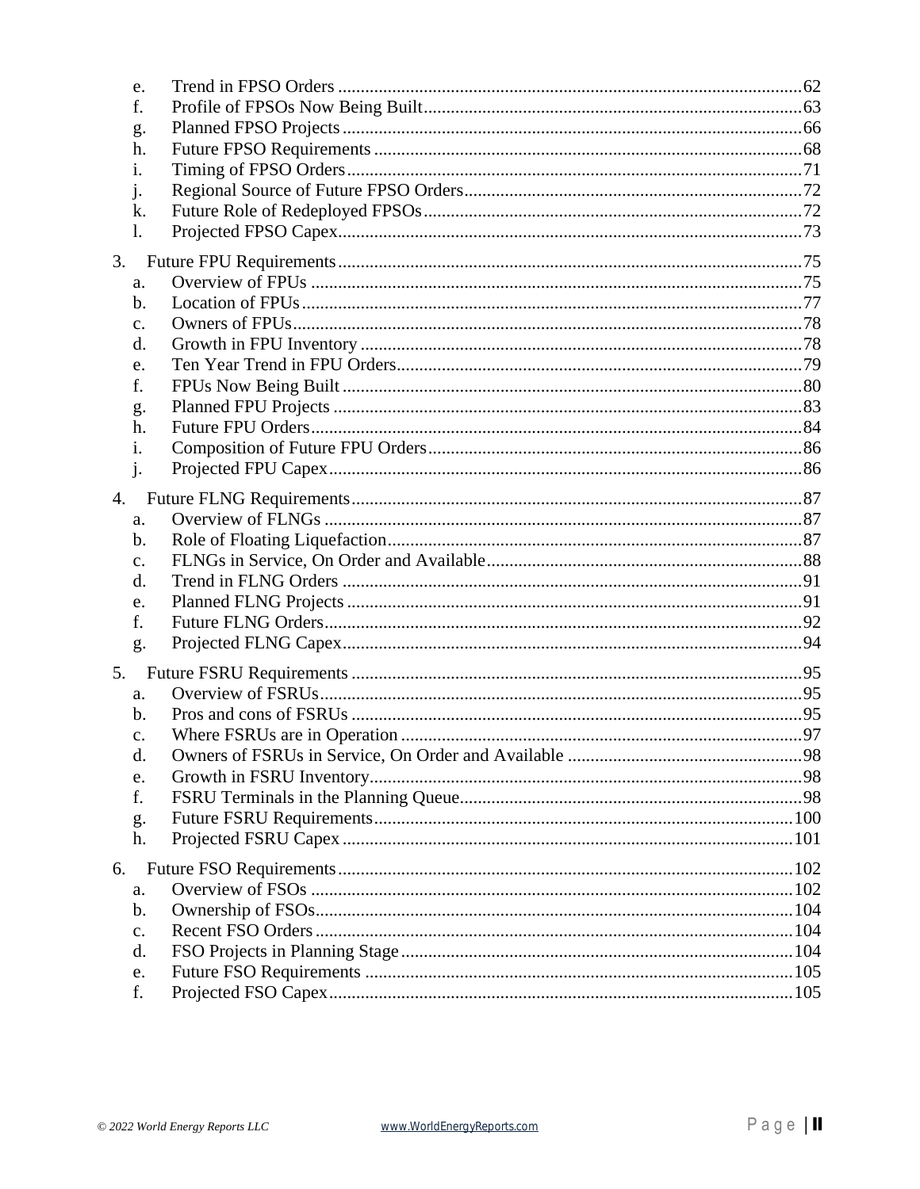e. Trend in FPSO Orders ..................................................62
f. Profile of FPSOs Now Being Built ..................................................63
g. Planned FPSO Projects ..................................................66
h. Future FPSO Requirements ..................................................68
i. Timing of FPSO Orders ..................................................71
j. Regional Source of Future FPSO Orders ..................................................72
k. Future Role of Redeployed FPSOs ..................................................72
l. Projected FPSO Capex ..................................................73

3. Future FPU Requirements ..................................................75
   a. Overview of FPUs ..................................................75
   b. Location of FPUs ..................................................77
   c. Owners of FPUs ..................................................78
   d. Growth in FPU Inventory ..................................................78
   e. Ten Year Trend in FPU Orders ..................................................79
   f. FPUs Now Being Built ..................................................80
   g. Planned FPU Projects ..................................................83
   h. Future FPU Orders ..................................................84
   i. Composition of Future FPU Orders ..................................................86
   j. Projected FPU Capex ..................................................86

4. Future FLNG Requirements ..................................................87
   a. Overview of FLNGs ..................................................87
   b. Role of Floating Liquefaction ..................................................87
   c. FLNGs in Service, On Order and Available ..................................................88
   d. Trend in FLNG Orders ..................................................91
   e. Planned FLNG Projects ..................................................91
   f. Future FLNG Orders ..................................................92
   g. Projected FLNG Capex ..................................................94

5. Future FSRU Requirements ..................................................95
   a. Overview of FSRUs ..................................................95
   b. Pros and cons of FSRUs ..................................................95
   c. Where FSRUs are in Operation ..................................................97
   d. Owners of FSRUs in Service, On Order and Available ..................................................98
   e. Growth in FSRU Inventory ..................................................98
   f. FSRU Terminals in the Planning Queue ..................................................98
   g. Future FSRU Requirements ..................................................100
   h. Projected FSRU Capex ..................................................101

6. Future FSO Requirements ..................................................102
   a. Overview of FSOs ..................................................102
   b. Ownership of FSOs ..................................................104
   c. Recent FSO Orders ..................................................104
   d. FSO Projects in Planning Stage ..................................................104
   e. Future FSO Requirements ..................................................105
   f. Projected FSO Capex ..................................................105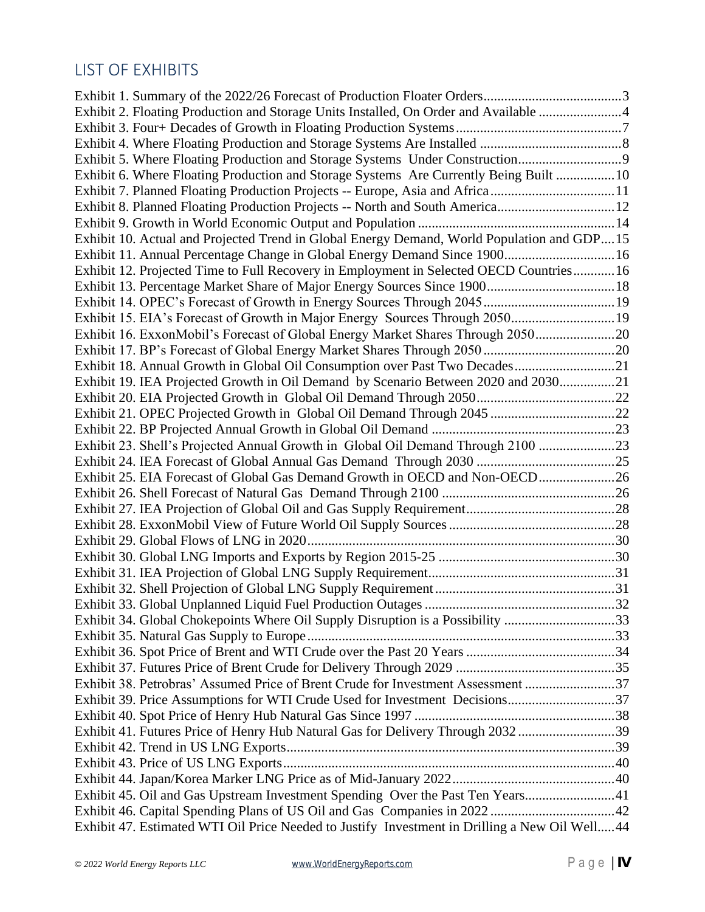## LIST OF EXHIBITS

Exhibit 1. Summary of the 2022/26 Forecast of Production Floater Orders........................................3
Exhibit 2. Floating Production and Storage Units Installed, On Order and Available ........................4
Exhibit 3. Four+ Decades of Growth in Floating Production Systems................................................7
Exhibit 4. Where Floating Production and Storage Systems Are Installed .........................................8
Exhibit 5. Where Floating Production and Storage Systems Under Construction.............................9
Exhibit 6. Where Floating Production and Storage Systems Are Currently Being Built .................10
Exhibit 7. Planned Floating Production Projects -- Europe, Asia and Africa....................................11
Exhibit 8. Planned Floating Production Projects -- North and South America..................................12
Exhibit 9. Growth in World Economic Output and Population .........................................................14
Exhibit 10. Actual and Projected Trend in Global Energy Demand, World Population and GDP....15
Exhibit 11. Annual Percentage Change in Global Energy Demand Since 1900................................16
Exhibit 12. Projected Time to Full Recovery in Employment in Selected OECD Countries............16
Exhibit 13. Percentage Market Share of Major Energy Sources Since 1900.....................................18
Exhibit 14. OPEC's Forecast of Growth in Energy Sources Through 2045......................................19
Exhibit 15. EIA's Forecast of Growth in Major Energy Sources Through 2050..............................19
Exhibit 16. ExxonMobil's Forecast of Global Energy Market Shares Through 2050.......................20
Exhibit 17. BP's Forecast of Global Energy Market Shares Through 2050 ......................................20
Exhibit 18. Annual Growth in Global Oil Consumption over Past Two Decades.............................21
Exhibit 19. IEA Projected Growth in Oil Demand by Scenario Between 2020 and 2030................21
Exhibit 20. EIA Projected Growth in Global Oil Demand Through 2050........................................22
Exhibit 21. OPEC Projected Growth in Global Oil Demand Through 2045 ....................................22
Exhibit 22. BP Projected Annual Growth in Global Oil Demand .....................................................23
Exhibit 23. Shell's Projected Annual Growth in Global Oil Demand Through 2100 ......................23
Exhibit 24. IEA Forecast of Global Annual Gas Demand Through 2030 ........................................25
Exhibit 25. EIA Forecast of Global Gas Demand Growth in OECD and Non-OECD......................26
Exhibit 26. Shell Forecast of Natural Gas Demand Through 2100 ..................................................26
Exhibit 27. IEA Projection of Global Oil and Gas Supply Requirement...........................................28
Exhibit 28. ExxonMobil View of Future World Oil Supply Sources................................................28
Exhibit 29. Global Flows of LNG in 2020.........................................................................................30
Exhibit 30. Global LNG Imports and Exports by Region 2015-25 ...................................................30
Exhibit 31. IEA Projection of Global LNG Supply Requirement......................................................31
Exhibit 32. Shell Projection of Global LNG Supply Requirement....................................................31
Exhibit 33. Global Unplanned Liquid Fuel Production Outages .......................................................32
Exhibit 34. Global Chokepoints Where Oil Supply Disruption is a Possibility ................................33
Exhibit 35. Natural Gas Supply to Europe.........................................................................................33
Exhibit 36. Spot Price of Brent and WTI Crude over the Past 20 Years ...........................................34
Exhibit 37. Futures Price of Brent Crude for Delivery Through 2029 ..............................................35
Exhibit 38. Petrobras' Assumed Price of Brent Crude for Investment Assessment ..........................37
Exhibit 39. Price Assumptions for WTI Crude Used for Investment Decisions...............................37
Exhibit 40. Spot Price of Henry Hub Natural Gas Since 1997 ..........................................................38
Exhibit 41. Futures Price of Henry Hub Natural Gas for Delivery Through 2032 ............................39
Exhibit 42. Trend in US LNG Exports...............................................................................................39
Exhibit 43. Price of US LNG Exports................................................................................................40
Exhibit 44. Japan/Korea Marker LNG Price as of Mid-January 2022...............................................40
Exhibit 45. Oil and Gas Upstream Investment Spending Over the Past Ten Years..........................41
Exhibit 46. Capital Spending Plans of US Oil and Gas Companies in 2022 ....................................42
Exhibit 47. Estimated WTI Oil Price Needed to Justify Investment in Drilling a New Oil Well.....44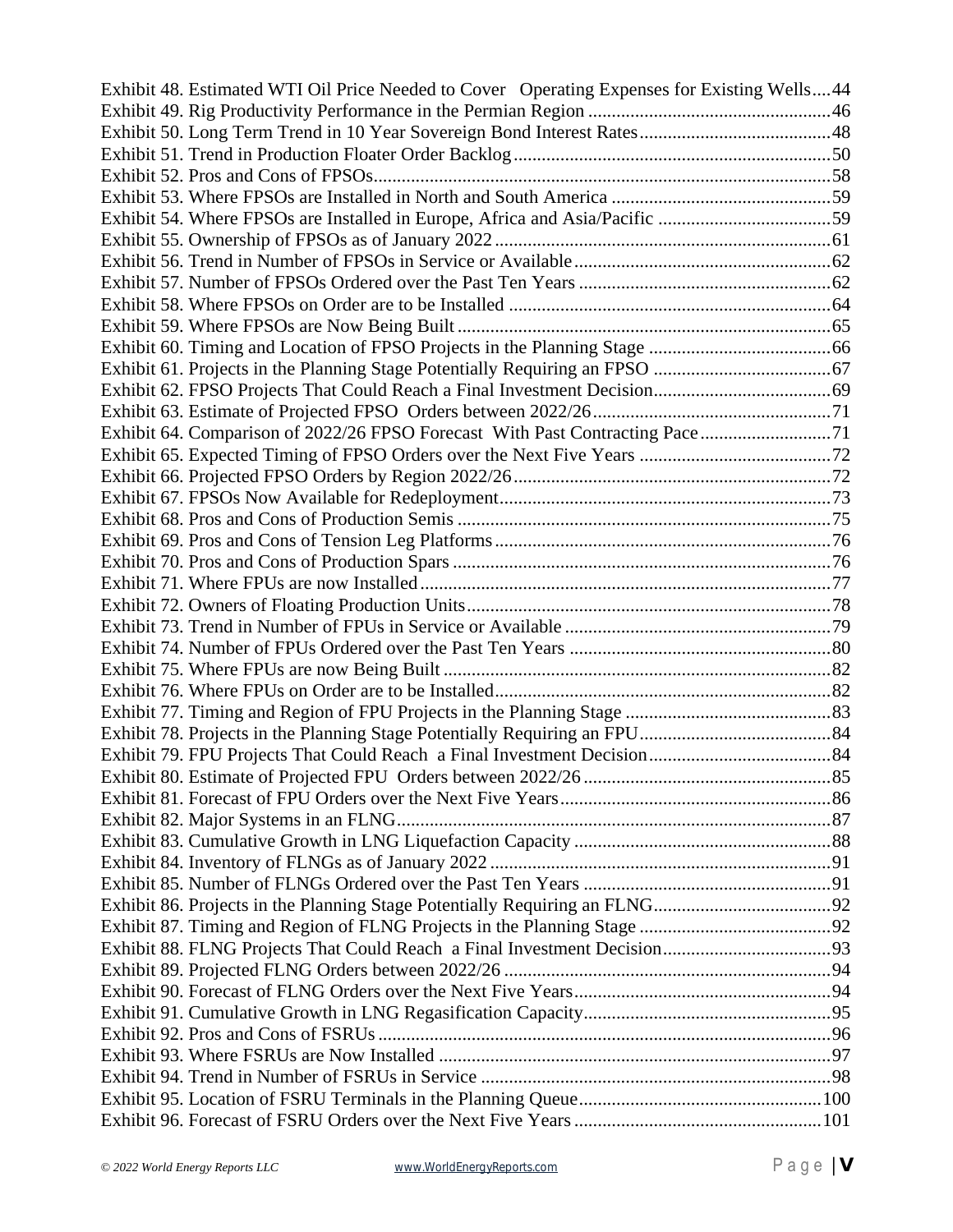Exhibit 48. Estimated WTI Oil Price Needed to Cover Operating Expenses for Existing Wells....44
Exhibit 49. Rig Productivity Performance in the Permian Region ....................................................46
Exhibit 50. Long Term Trend in 10 Year Sovereign Bond Interest Rates.........................................48
Exhibit 51. Trend in Production Floater Order Backlog....................................................................50
Exhibit 52. Pros and Cons of FPSOs.................................................................................................58
Exhibit 53. Where FPSOs are Installed in North and South America ...............................................59
Exhibit 54. Where FPSOs are Installed in Europe, Africa and Asia/Pacific .....................................59
Exhibit 55. Ownership of FPSOs as of January 2022........................................................................61
Exhibit 56. Trend in Number of FPSOs in Service or Available.......................................................62
Exhibit 57. Number of FPSOs Ordered over the Past Ten Years ......................................................62
Exhibit 58. Where FPSOs on Order are to be Installed .....................................................................64
Exhibit 59. Where FPSOs are Now Being Built ................................................................................65
Exhibit 60. Timing and Location of FPSO Projects in the Planning Stage .......................................66
Exhibit 61. Projects in the Planning Stage Potentially Requiring an FPSO ......................................67
Exhibit 62. FPSO Projects That Could Reach a Final Investment Decision......................................69
Exhibit 63. Estimate of Projected FPSO Orders between 2022/26...................................................71
Exhibit 64. Comparison of 2022/26 FPSO Forecast With Past Contracting Pace............................71
Exhibit 65. Expected Timing of FPSO Orders over the Next Five Years .........................................72
Exhibit 66. Projected FPSO Orders by Region 2022/26....................................................................72
Exhibit 67. FPSOs Now Available for Redeployment.......................................................................73
Exhibit 68. Pros and Cons of Production Semis ................................................................................75
Exhibit 69. Pros and Cons of Tension Leg Platforms........................................................................76
Exhibit 70. Pros and Cons of Production Spars ................................................................................76
Exhibit 71. Where FPUs are now Installed........................................................................................77
Exhibit 72. Owners of Floating Production Units..............................................................................78
Exhibit 73. Trend in Number of FPUs in Service or Available .........................................................79
Exhibit 74. Number of FPUs Ordered over the Past Ten Years .........................................................80
Exhibit 75. Where FPUs are now Being Built ...................................................................................82
Exhibit 76. Where FPUs on Order are to be Installed........................................................................82
Exhibit 77. Timing and Region of FPU Projects in the Planning Stage ............................................83
Exhibit 78. Projects in the Planning Stage Potentially Requiring an FPU.........................................84
Exhibit 79. FPU Projects That Could Reach a Final Investment Decision.......................................84
Exhibit 80. Estimate of Projected FPU Orders between 2022/26 .....................................................85
Exhibit 81. Forecast of FPU Orders over the Next Five Years..........................................................86
Exhibit 82. Major Systems in an FLNG.............................................................................................87
Exhibit 83. Cumulative Growth in LNG Liquefaction Capacity .......................................................88
Exhibit 84. Inventory of FLNGs as of January 2022 .........................................................................91
Exhibit 85. Number of FLNGs Ordered over the Past Ten Years .....................................................91
Exhibit 86. Projects in the Planning Stage Potentially Requiring an FLNG......................................92
Exhibit 87. Timing and Region of FLNG Projects in the Planning Stage .........................................92
Exhibit 88. FLNG Projects That Could Reach a Final Investment Decision....................................93
Exhibit 89. Projected FLNG Orders between 2022/26 ......................................................................94
Exhibit 90. Forecast of FLNG Orders over the Next Five Years.......................................................94
Exhibit 91. Cumulative Growth in LNG Regasification Capacity.....................................................95
Exhibit 92. Pros and Cons of FSRUs.................................................................................................96
Exhibit 93. Where FSRUs are Now Installed ....................................................................................97
Exhibit 94. Trend in Number of FSRUs in Service ...........................................................................98
Exhibit 95. Location of FSRU Terminals in the Planning Queue....................................................100
Exhibit 96. Forecast of FSRU Orders over the Next Five Years .....................................................101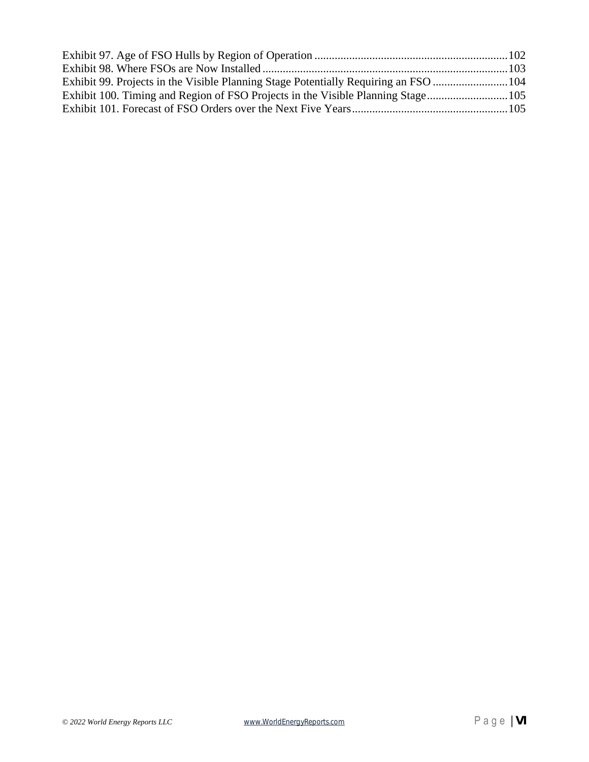Exhibit 97. Age of FSO Hulls by Region of Operation .......... 102
Exhibit 98. Where FSOs are Now Installed .......... 103
Exhibit 99. Projects in the Visible Planning Stage Potentially Requiring an FSO .......... 104
Exhibit 100. Timing and Region of FSO Projects in the Visible Planning Stage .......... 105
Exhibit 101. Forecast of FSO Orders over the Next Five Years .......... 105